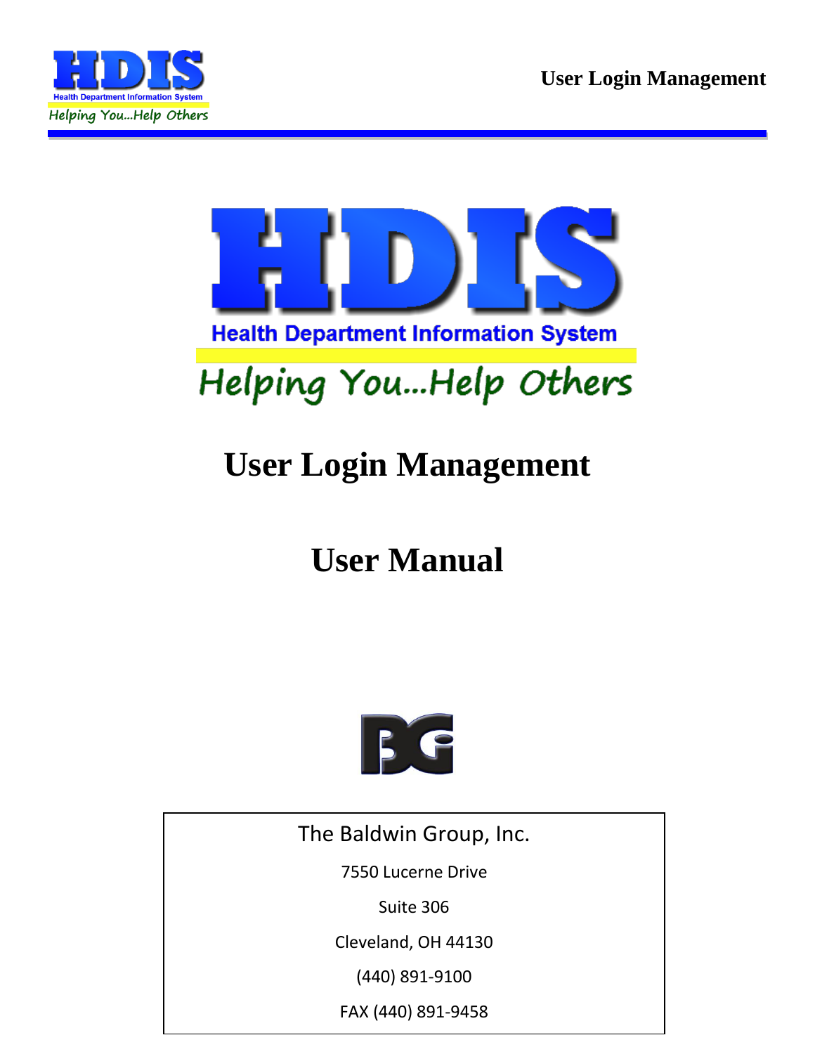# HDIS

**Health Department Information System**

*Helping You...Help Others*

# User Login Management

# User Manual

BG

The Baldwin Group, Inc.

7550 Lucerne Drive

Suite 306

Cleveland, OH 44130

(440) 891-9100

FAX (440) 891-9458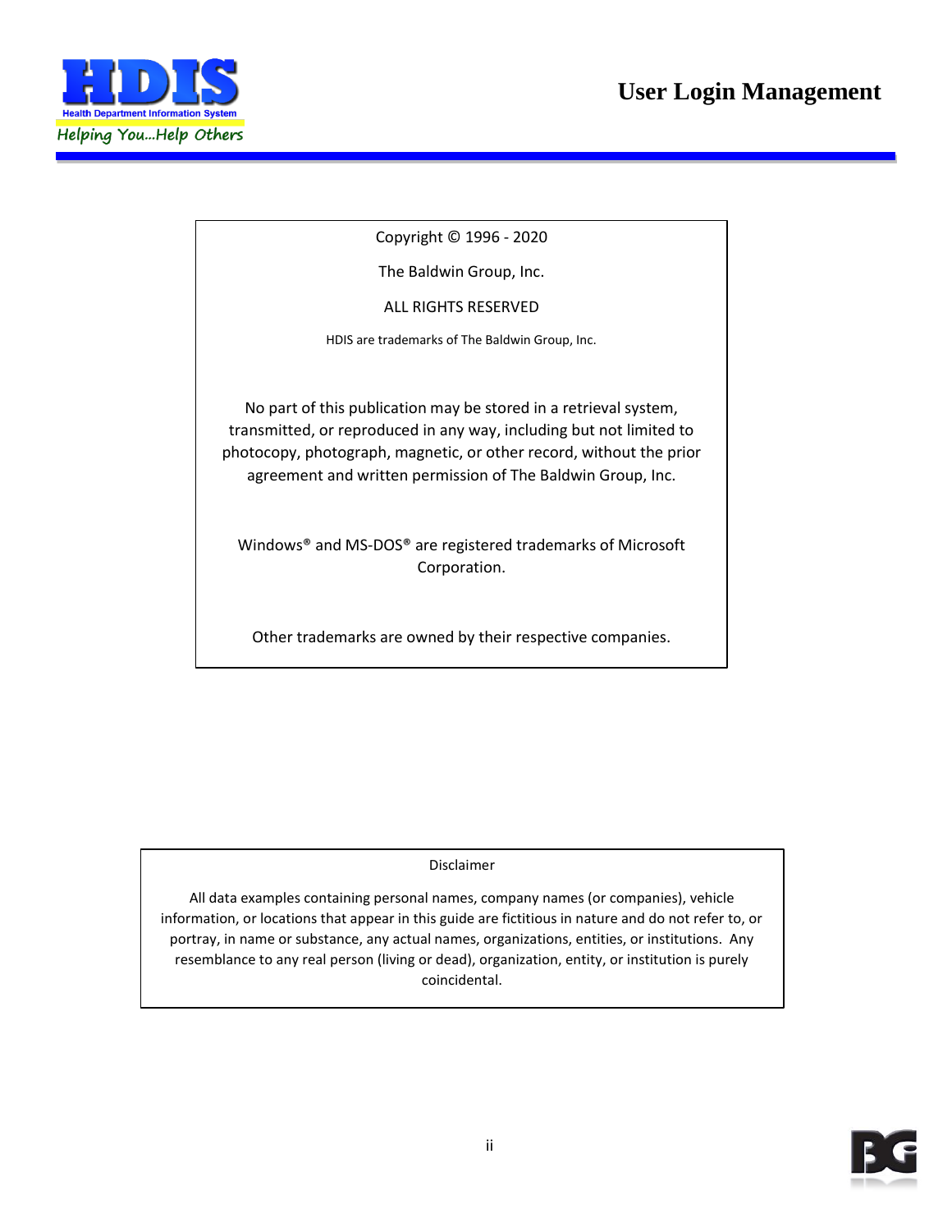Copyright © 1996 - 2020

The Baldwin Group, Inc.

ALL RIGHTS RESERVED

HDIS are trademarks of The Baldwin Group, Inc.

No part of this publication may be stored in a retrieval system, transmitted, or reproduced in any way, including but not limited to photocopy, photograph, magnetic, or other record, without the prior agreement and written permission of The Baldwin Group, Inc.

Windows® and MS-DOS® are registered trademarks of Microsoft Corporation.

Other trademarks are owned by their respective companies.

Disclaimer

All data examples containing personal names, company names (or companies), vehicle information, or locations that appear in this guide are fictitious in nature and do not refer to, or portray, in name or substance, any actual names, organizations, entities, or institutions. Any resemblance to any real person (living or dead), organization, entity, or institution is purely coincidental.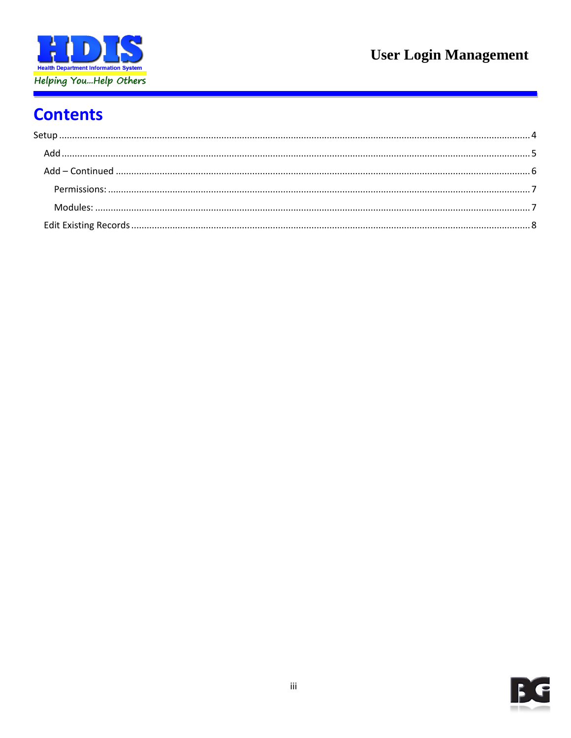# Contents

- Setup ........................................................................ 4
  - Add ........................................................................ 5
  - Add – Continued ........................................................................ 6
    - Permissions: ........................................................................ 7
    - Modules: ........................................................................ 7
  - Edit Existing Records ........................................................................ 8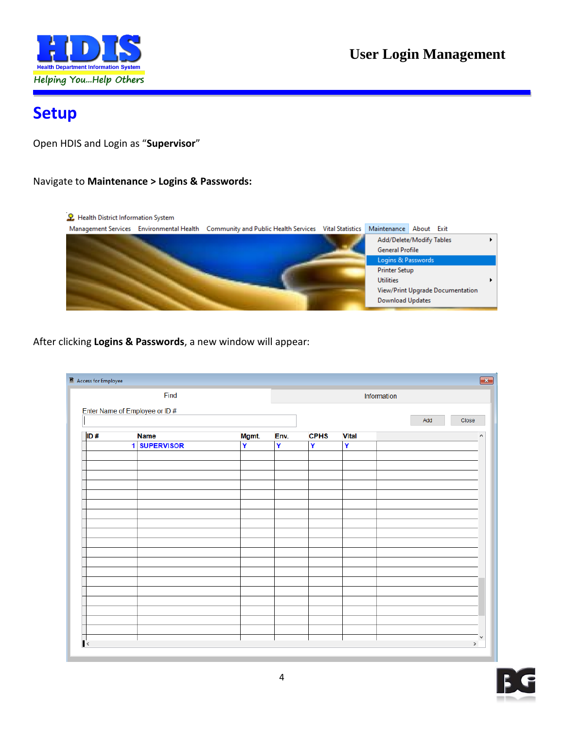# Setup

Open HDIS and Login as "**Supervisor**"

Navigate to **Maintenance > Logins & Passwords:**

After clicking **Logins & Passwords**, a new window will appear: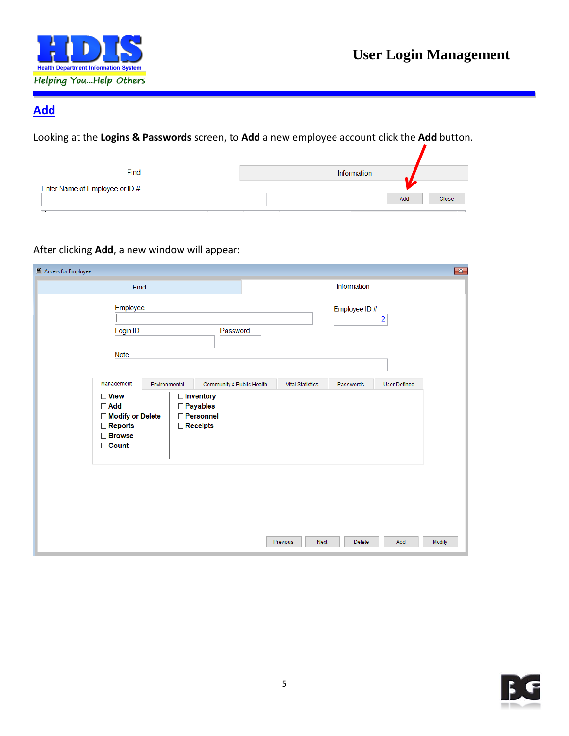## Add

Looking at the **Logins & Passwords** screen, to **Add** a new employee account click the **Add** button.

After clicking **Add**, a new window will appear: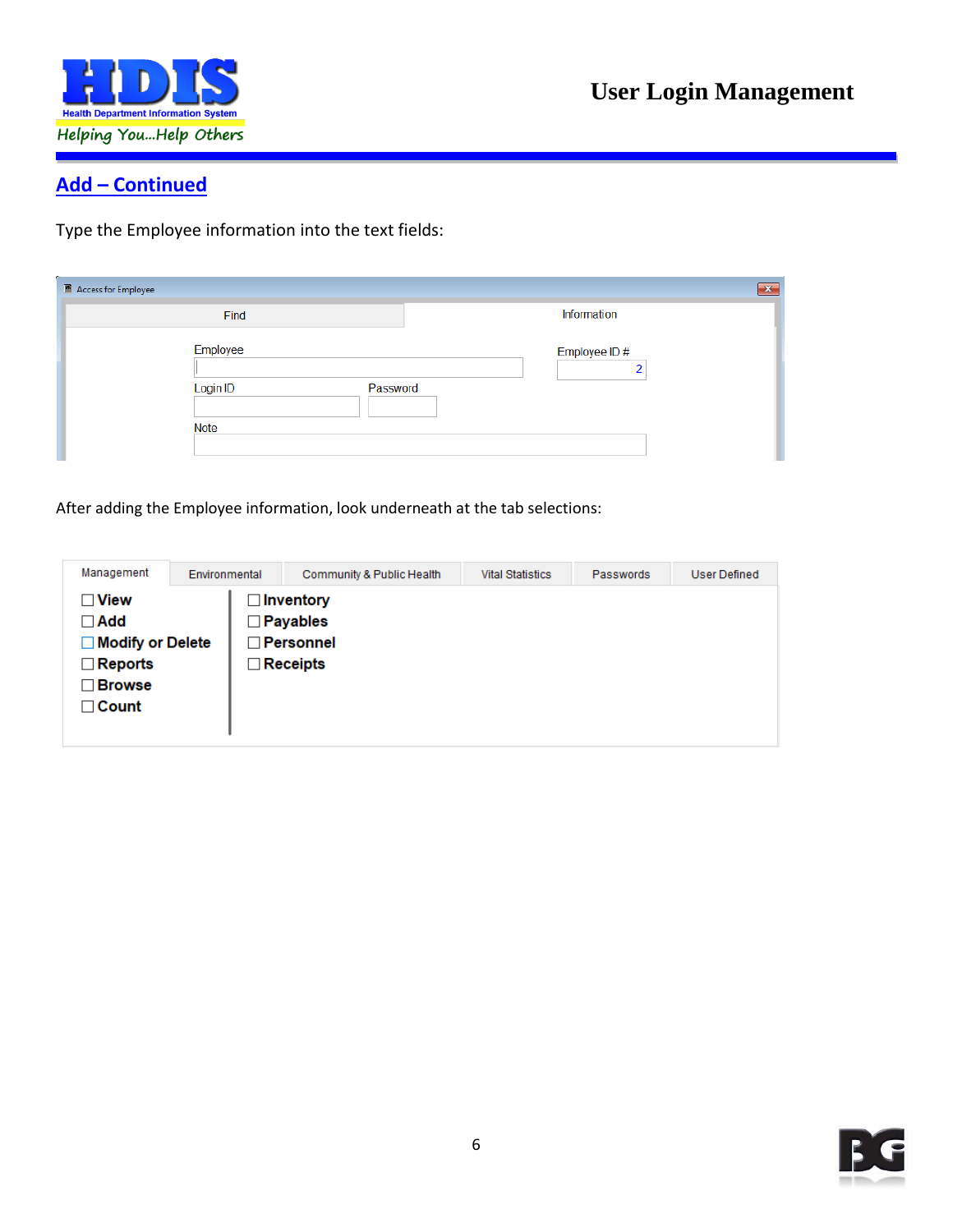## Add – Continued

Type the Employee information into the text fields:

Access for Employee

Find | Information

Employee

Employee ID #
2

Login ID

Password

Note

After adding the Employee information, look underneath at the tab selections:

Management | Environmental | Community & Public Health | Vital Statistics | Passwords | User Defined

- ☐ View
- ☐ Add
- ☐ Modify or Delete
- ☐ Reports
- ☐ Browse
- ☐ Count

- ☐ Inventory
- ☐ Payables
- ☐ Personnel
- ☐ Receipts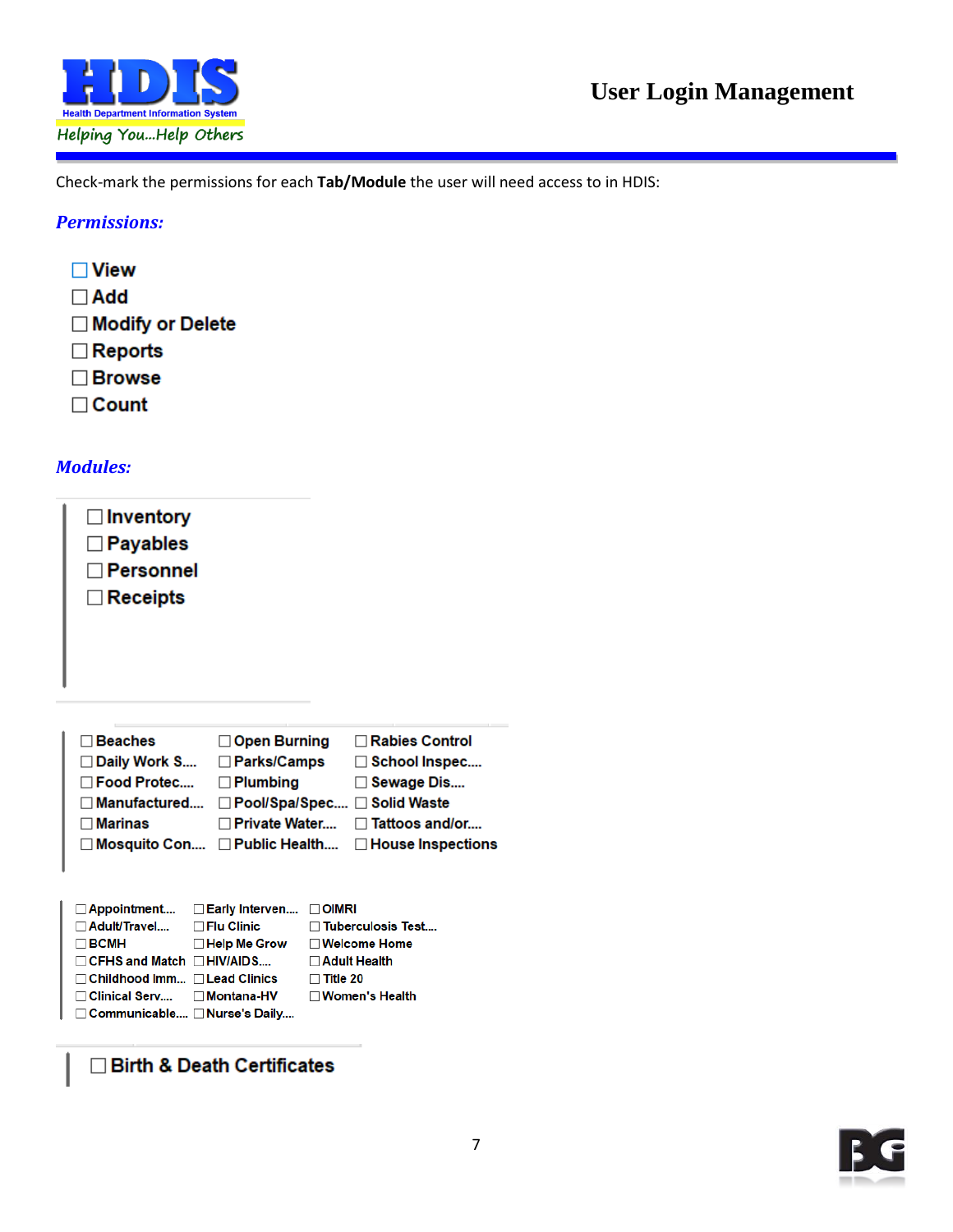Check-mark the permissions for each **Tab/Module** the user will need access to in HDIS:

## *Permissions:*

- ☐ View
- ☐ Add
- ☐ Modify or Delete
- ☐ Reports
- ☐ Browse
- ☐ Count

## *Modules:*

- ☐ Inventory
- ☐ Payables
- ☐ Personnel
- ☐ Receipts

| | | |
|---|---|---|
| ☐ Beaches | ☐ Open Burning | ☐ Rabies Control |
| ☐ Daily Work S.... | ☐ Parks/Camps | ☐ School Inspec.... |
| ☐ Food Protec.... | ☐ Plumbing | ☐ Sewage Dis.... |
| ☐ Manufactured.... | ☐ Pool/Spa/Spec.... | ☐ Solid Waste |
| ☐ Marinas | ☐ Private Water.... | ☐ Tattoos and/or.... |
| ☐ Mosquito Con.... | ☐ Public Health.... | ☐ House Inspections |

| | | |
|---|---|---|
| ☐ Appointment.... | ☐ Early Interven.... | ☐ OIMRI |
| ☐ Adult/Travel.... | ☐ Flu Clinic | ☐ Tuberculosis Test.... |
| ☐ BCMH | ☐ Help Me Grow | ☐ Welcome Home |
| ☐ CFHS and Match | ☐ HIV/AIDS.... | ☐ Adult Health |
| ☐ Childhood Imm... | ☐ Lead Clinics | ☐ Title 20 |
| ☐ Clinical Serv.... | ☐ Montana-HV | ☐ Women's Health |
| ☐ Communicable.... | ☐ Nurse's Daily.... | |

- ☐ Birth & Death Certificates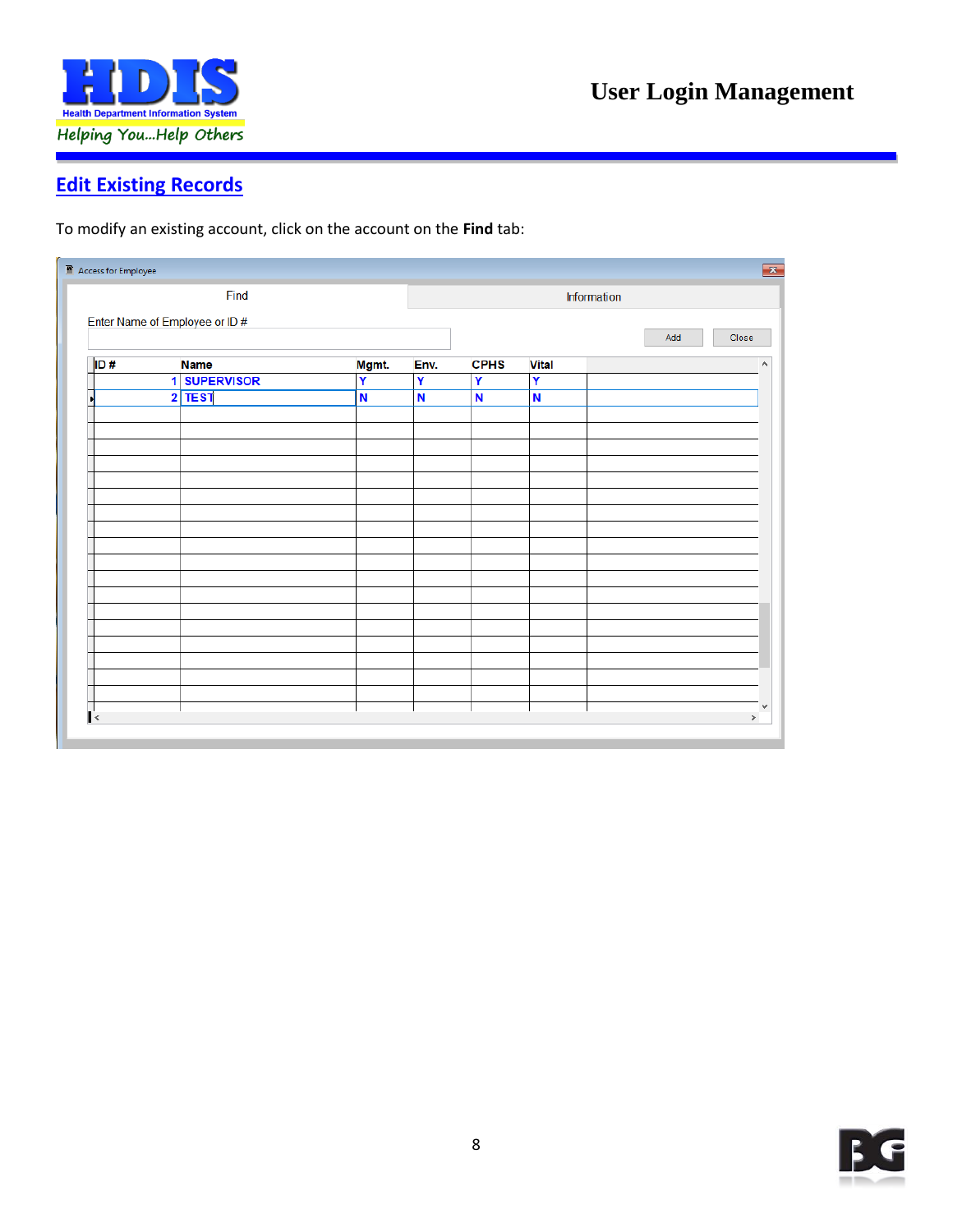## Edit Existing Records

To modify an existing account, click on the account on the **Find** tab:

Access for Employee

Find | Information

Enter Name of Employee or ID #

Add | Close

| ID # | Name | Mgmt. | Env. | CPHS | Vital |
|---|---|---|---|---|---|
| 1 | SUPERVISOR | Y | Y | Y | Y |
| 2 | TEST | N | N | N | N |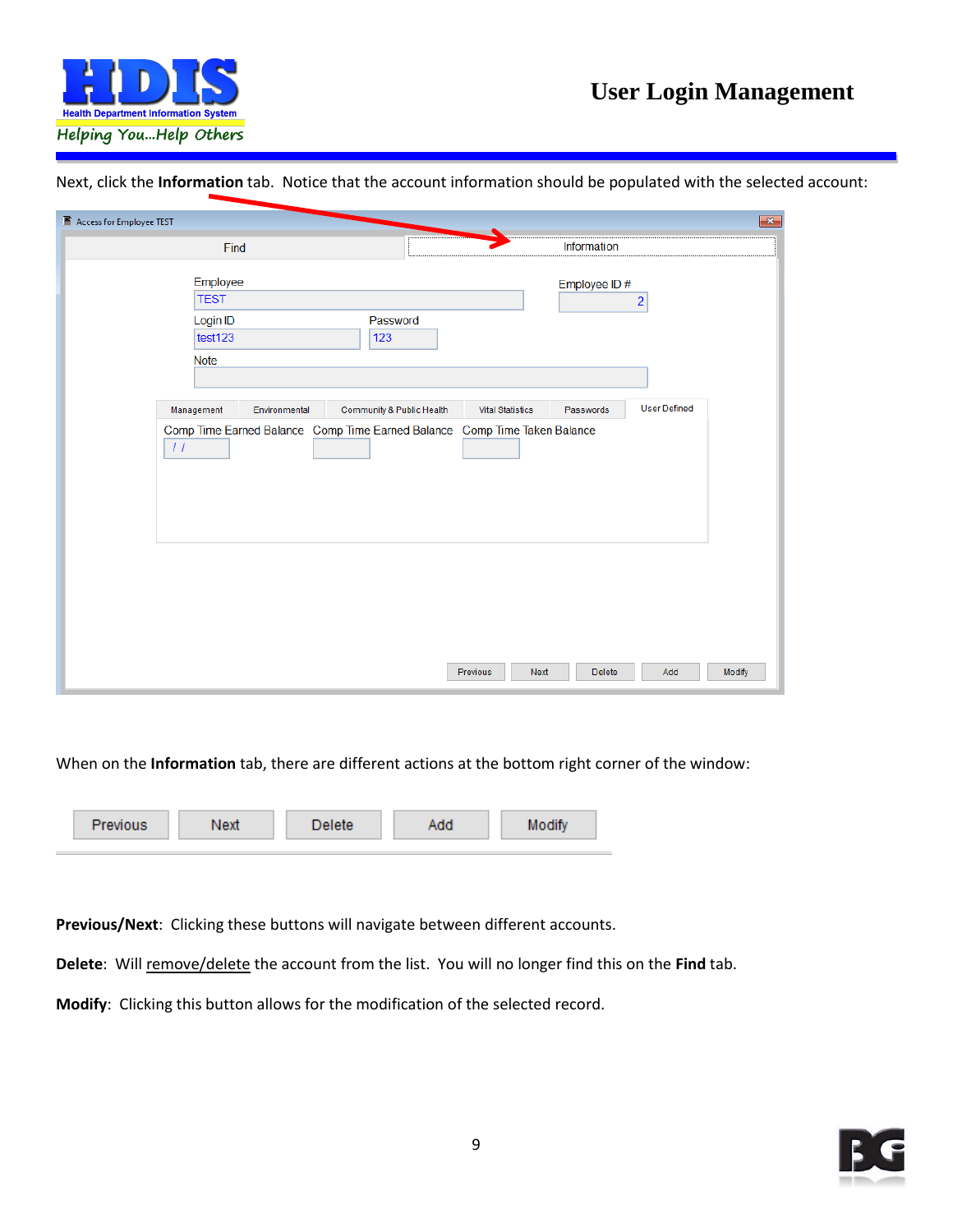Next, click the **Information** tab. Notice that the account information should be populated with the selected account:

When on the **Information** tab, there are different actions at the bottom right corner of the window:

**Previous/Next**: Clicking these buttons will navigate between different accounts.

**Delete**: Will remove/delete the account from the list. You will no longer find this on the **Find** tab.

**Modify**: Clicking this button allows for the modification of the selected record.